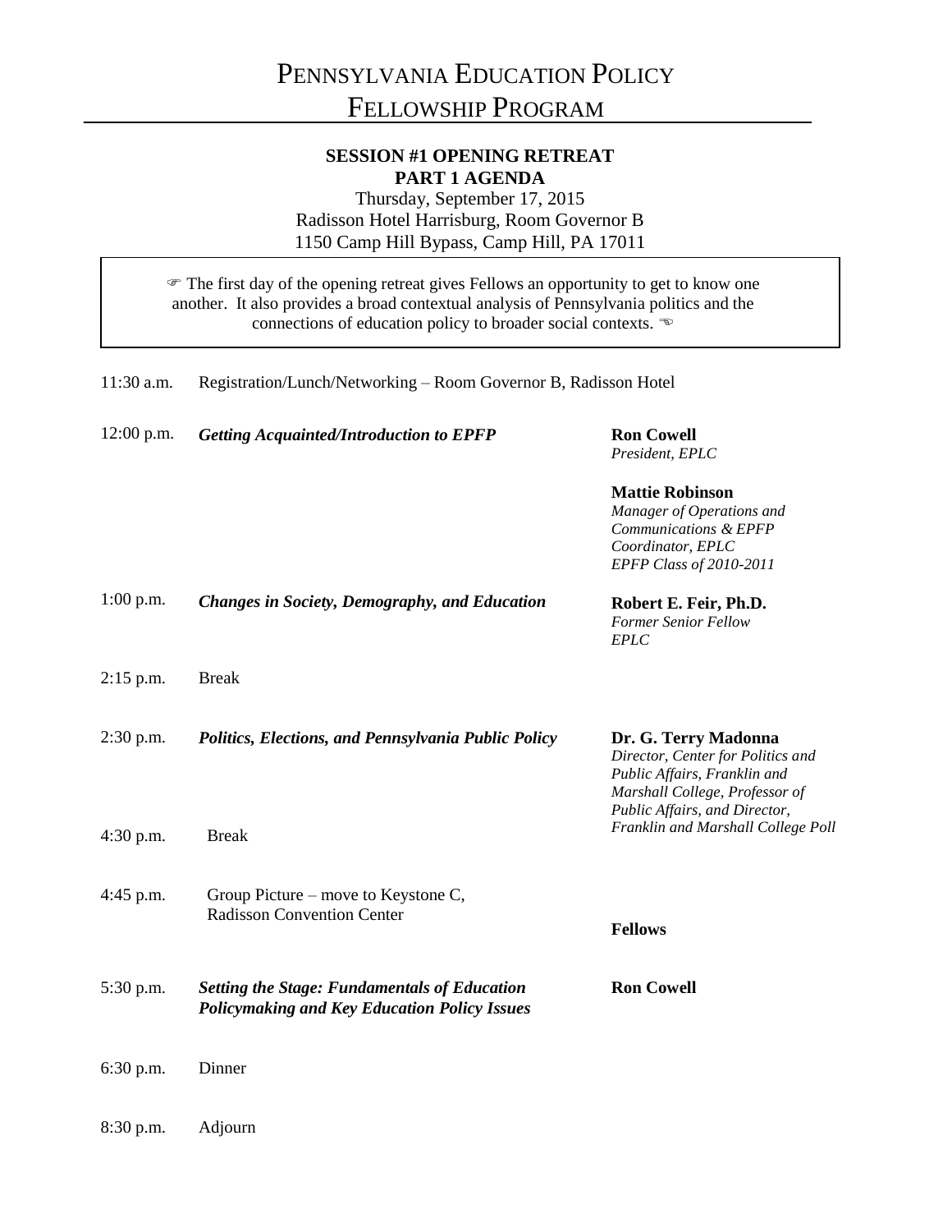# Pennsylvania Education Policy Fellowship Program

## SESSION #1 OPENING RETREAT
## PART 1 AGENDA

Thursday, September 17, 2015
Radisson Hotel Harrisburg, Room Governor B
1150 Camp Hill Bypass, Camp Hill, PA 17011

> ☞ The first day of the opening retreat gives Fellows an opportunity to get to know one another. It also provides a broad contextual analysis of Pennsylvania politics and the connections of education policy to broader social contexts. ☜

| Time | Session | Presenter |
|---|---|---|
| 11:30 a.m. | Registration/Lunch/Networking – Room Governor B, Radisson Hotel | |
| 12:00 p.m. | ***Getting Acquainted/Introduction to EPFP*** | **Ron Cowell**<br>*President, EPLC*<br><br>**Mattie Robinson**<br>*Manager of Operations and Communications & EPFP Coordinator, EPLC*<br>*EPFP Class of 2010-2011* |
| 1:00 p.m. | ***Changes in Society, Demography, and Education*** | **Robert E. Feir, Ph.D.**<br>*Former Senior Fellow*<br>*EPLC* |
| 2:15 p.m. | Break | |
| 2:30 p.m. | ***Politics, Elections, and Pennsylvania Public Policy*** | **Dr. G. Terry Madonna**<br>*Director, Center for Politics and Public Affairs, Franklin and Marshall College, Professor of Public Affairs, and Director, Franklin and Marshall College Poll* |
| 4:30 p.m. | Break | |
| 4:45 p.m. | Group Picture – move to Keystone C, Radisson Convention Center | **Fellows** |
| 5:30 p.m. | ***Setting the Stage: Fundamentals of Education Policymaking and Key Education Policy Issues*** | **Ron Cowell** |
| 6:30 p.m. | Dinner | |
| 8:30 p.m. | Adjourn | |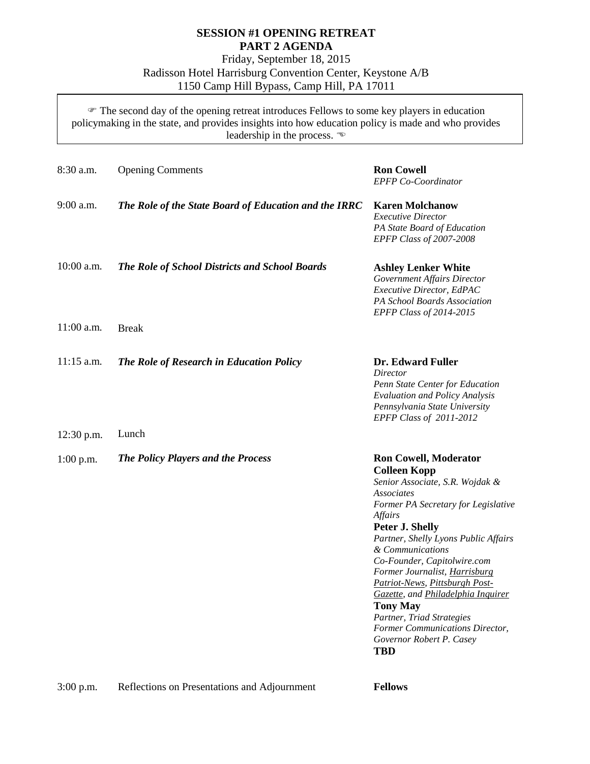# SESSION #1 OPENING RETREAT
## PART 2 AGENDA

Friday, September 18, 2015
Radisson Hotel Harrisburg Convention Center, Keystone A/B
1150 Camp Hill Bypass, Camp Hill, PA 17011

☞ The second day of the opening retreat introduces Fellows to some key players in education policymaking in the state, and provides insights into how education policy is made and who provides leadership in the process. ☜

| | | |
|---|---|---|
| 8:30 a.m. | Opening Comments | **Ron Cowell**<br>*EPFP Co-Coordinator* |
| 9:00 a.m. | ***The Role of the State Board of Education and the IRRC*** | **Karen Molchanow**<br>*Executive Director*<br>*PA State Board of Education*<br>*EPFP Class of 2007-2008* |
| 10:00 a.m. | ***The Role of School Districts and School Boards*** | **Ashley Lenker White**<br>*Government Affairs Director*<br>*Executive Director, EdPAC*<br>*PA School Boards Association*<br>*EPFP Class of 2014-2015* |
| 11:00 a.m. | Break | |
| 11:15 a.m. | ***The Role of Research in Education Policy*** | **Dr. Edward Fuller**<br>*Director*<br>*Penn State Center for Education Evaluation and Policy Analysis*<br>*Pennsylvania State University*<br>*EPFP Class of 2011-2012* |
| 12:30 p.m. | Lunch | |
| 1:00 p.m. | ***The Policy Players and the Process*** | **Ron Cowell, Moderator**<br>**Colleen Kopp**<br>*Senior Associate, S.R. Wojdak & Associates*<br>*Former PA Secretary for Legislative Affairs*<br>**Peter J. Shelly**<br>*Partner, Shelly Lyons Public Affairs & Communications*<br>*Co-Founder, Capitolwire.com*<br>*Former Journalist, Harrisburg Patriot-News, Pittsburgh Post-Gazette, and Philadelphia Inquirer*<br>**Tony May**<br>*Partner, Triad Strategies*<br>*Former Communications Director, Governor Robert P. Casey*<br>**TBD** |
| 3:00 p.m. | Reflections on Presentations and Adjournment | **Fellows** |